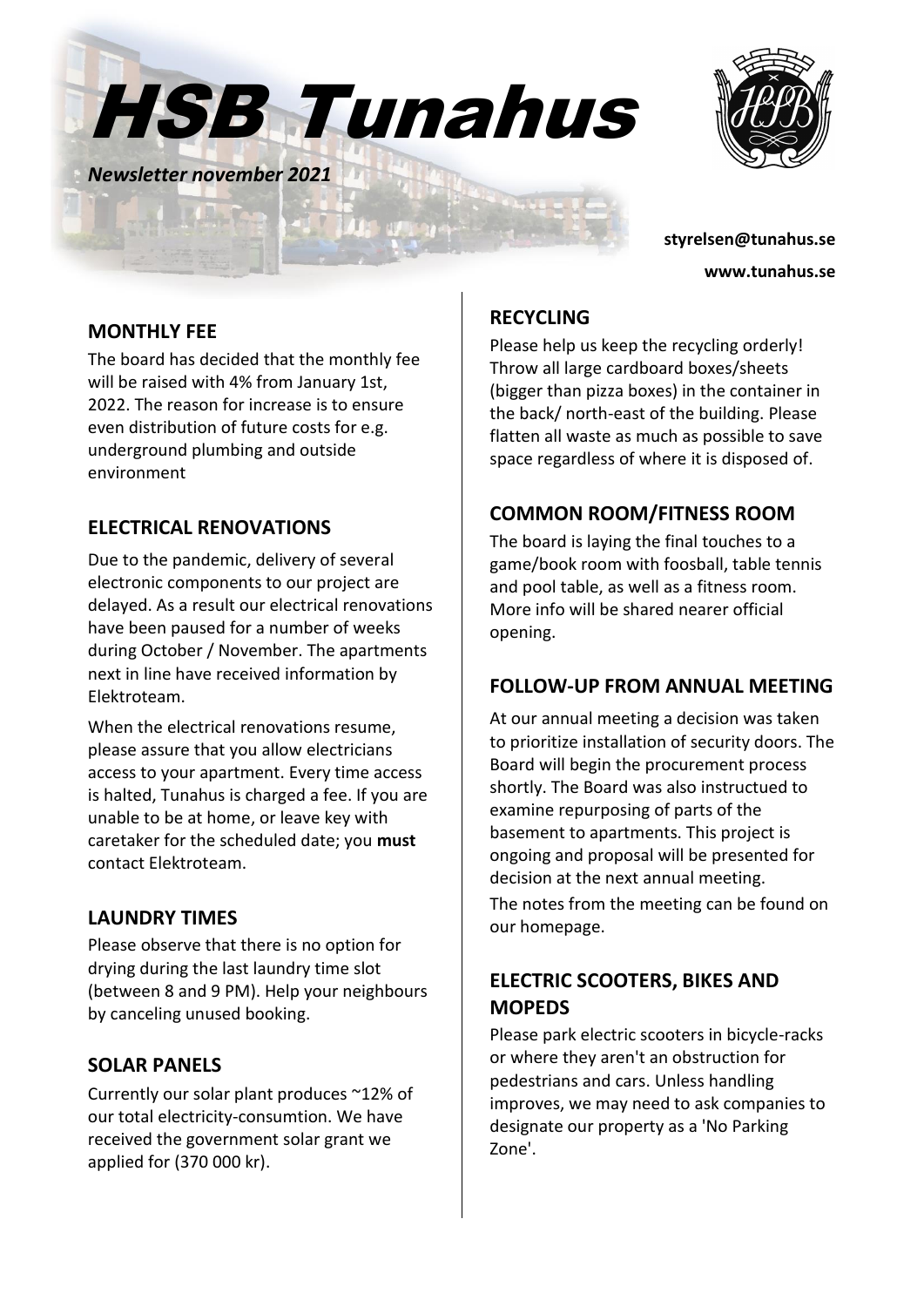# HSB Tunahus

*Newsletter november 2021*

**styrelsen@tunahus.se**

**www.tunahus.se**

## MONTHLY FEE

The board has decided that the monthly fee will be raised with 4% from January 1st, 2022. The reason for increase is to ensure even distribution of future costs for e.g. underground plumbing and outside environment

## ELECTRICAL RENOVATIONS

Due to the pandemic, delivery of several electronic components to our project are delayed. As a result our electrical renovations have been paused for a number of weeks during October / November. The apartments next in line have received information by Elektroteam.

When the electrical renovations resume, please assure that you allow electricians access to your apartment. Every time access is halted, Tunahus is charged a fee. If you are unable to be at home, or leave key with caretaker for the scheduled date; you **must** contact Elektroteam.

## LAUNDRY TIMES

Please observe that there is no option for drying during the last laundry time slot (between 8 and 9 PM). Help your neighbours by canceling unused booking.

## SOLAR PANELS

Currently our solar plant produces ~12% of our total electricity-consumtion. We have received the government solar grant we applied for (370 000 kr).

## RECYCLING

Please help us keep the recycling orderly! Throw all large cardboard boxes/sheets (bigger than pizza boxes) in the container in the back/ north-east of the building. Please flatten all waste as much as possible to save space regardless of where it is disposed of.

## COMMON ROOM/FITNESS ROOM

The board is laying the final touches to a game/book room with foosball, table tennis and pool table, as well as a fitness room. More info will be shared nearer official opening.

## FOLLOW-UP FROM ANNUAL MEETING

At our annual meeting a decision was taken to prioritize installation of security doors. The Board will begin the procurement process shortly. The Board was also instructued to examine repurposing of parts of the basement to apartments. This project is ongoing and proposal will be presented for decision at the next annual meeting.

The notes from the meeting can be found on our homepage.

## ELECTRIC SCOOTERS, BIKES AND MOPEDS

Please park electric scooters in bicycle-racks or where they aren't an obstruction for pedestrians and cars. Unless handling improves, we may need to ask companies to designate our property as a 'No Parking Zone'.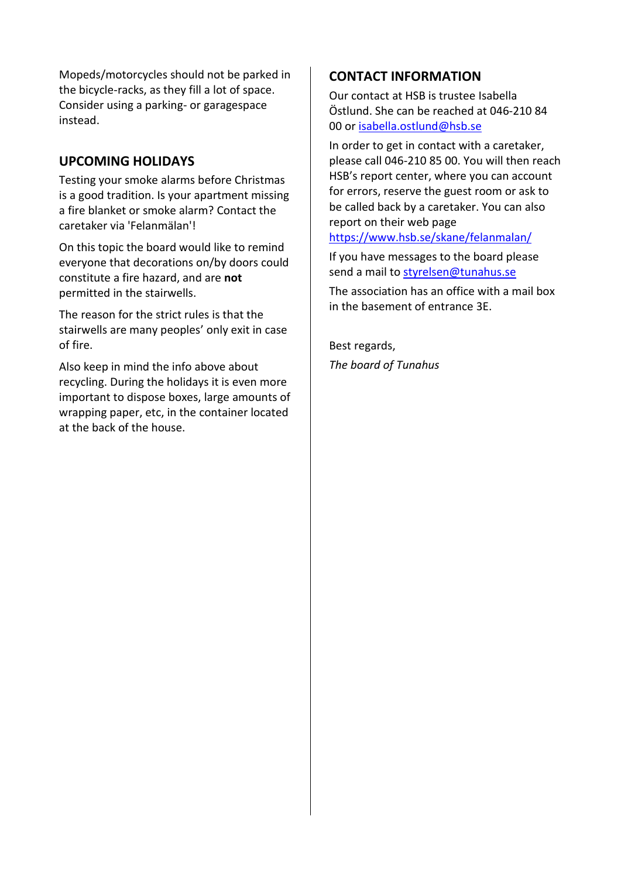Mopeds/motorcycles should not be parked in the bicycle-racks, as they fill a lot of space. Consider using a parking- or garagespace instead.

## UPCOMING HOLIDAYS

Testing your smoke alarms before Christmas is a good tradition. Is your apartment missing a fire blanket or smoke alarm? Contact the caretaker via 'Felanmälan'!

On this topic the board would like to remind everyone that decorations on/by doors could constitute a fire hazard, and are **not** permitted in the stairwells.

The reason for the strict rules is that the stairwells are many peoples' only exit in case of fire.

Also keep in mind the info above about recycling. During the holidays it is even more important to dispose boxes, large amounts of wrapping paper, etc, in the container located at the back of the house.

## CONTACT INFORMATION

Our contact at HSB is trustee Isabella Östlund. She can be reached at 046-210 84 00 or isabella.ostlund@hsb.se

In order to get in contact with a caretaker, please call 046-210 85 00. You will then reach HSB's report center, where you can account for errors, reserve the guest room or ask to be called back by a caretaker. You can also report on their web page https://www.hsb.se/skane/felanmalan/

If you have messages to the board please send a mail to styrelsen@tunahus.se

The association has an office with a mail box in the basement of entrance 3E.

Best regards,

*The board of Tunahus*